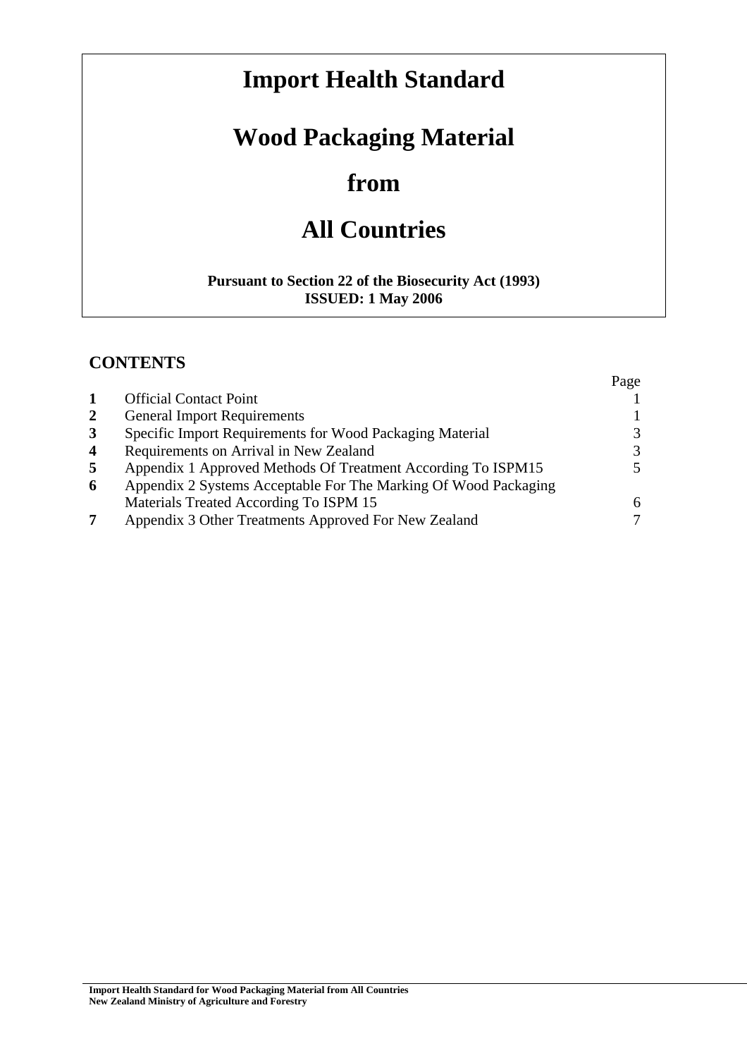# Import Health Standard

# Wood Packaging Material

# from

# All Countries

**Pursuant to Section 22 of the Biosecurity Act (1993)**
**ISSUED: 1 May 2006**

## CONTENTS

| | | Page |
|---|---|---|
| **1** | Official Contact Point | 1 |
| **2** | General Import Requirements | 1 |
| **3** | Specific Import Requirements for Wood Packaging Material | 3 |
| **4** | Requirements on Arrival in New Zealand | 3 |
| **5** | Appendix 1 Approved Methods Of Treatment According To ISPM15 | 5 |
| **6** | Appendix 2 Systems Acceptable For The Marking Of Wood Packaging Materials Treated According To ISPM 15 | 6 |
| **7** | Appendix 3 Other Treatments Approved For New Zealand | 7 |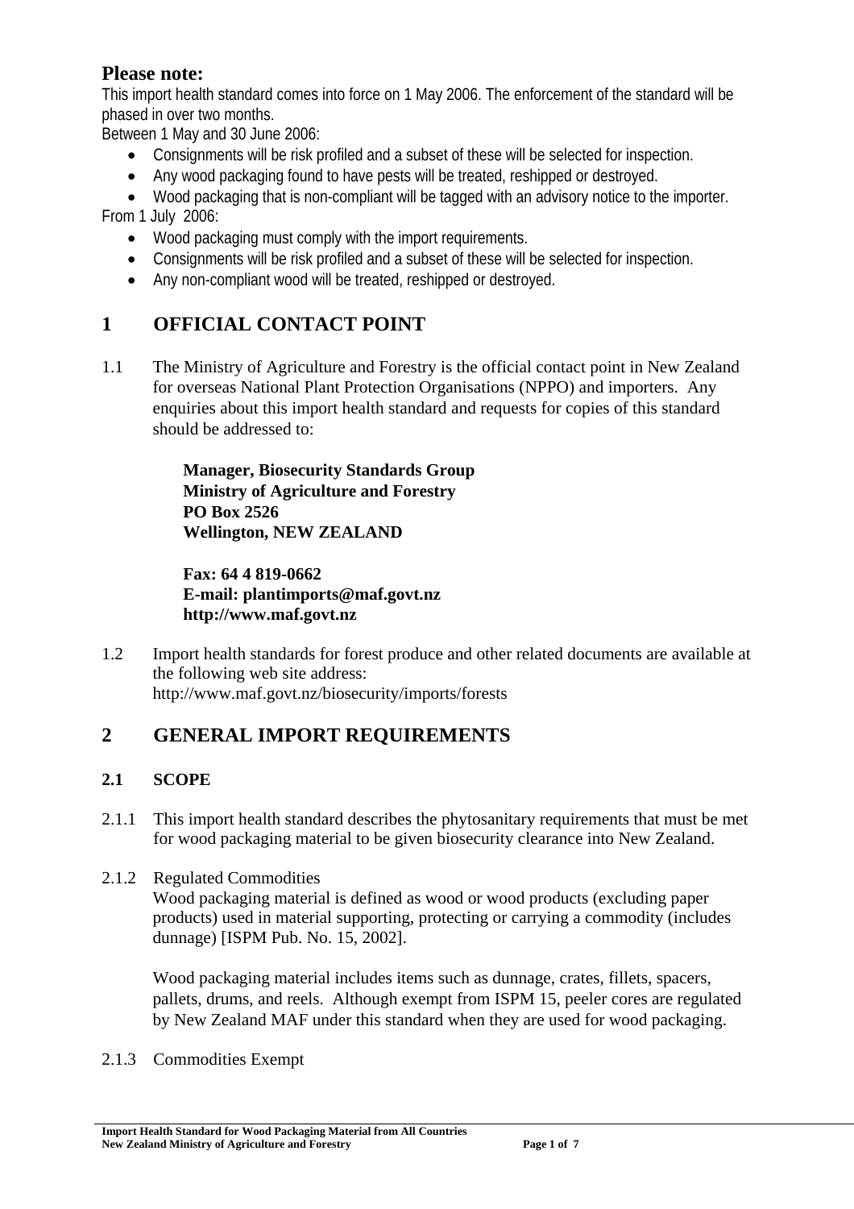**Please note:**

This import health standard comes into force on 1 May 2006. The enforcement of the standard will be phased in over two months.

Between 1 May and 30 June 2006:

- Consignments will be risk profiled and a subset of these will be selected for inspection.
- Any wood packaging found to have pests will be treated, reshipped or destroyed.
- Wood packaging that is non-compliant will be tagged with an advisory notice to the importer.

From 1 July 2006:

- Wood packaging must comply with the import requirements.
- Consignments will be risk profiled and a subset of these will be selected for inspection.
- Any non-compliant wood will be treated, reshipped or destroyed.

# 1 OFFICIAL CONTACT POINT

1.1 The Ministry of Agriculture and Forestry is the official contact point in New Zealand for overseas National Plant Protection Organisations (NPPO) and importers. Any enquiries about this import health standard and requests for copies of this standard should be addressed to:

> **Manager, Biosecurity Standards Group**
> **Ministry of Agriculture and Forestry**
> **PO Box 2526**
> **Wellington, NEW ZEALAND**
>
> **Fax: 64 4 819-0662**
> **E-mail: plantimports@maf.govt.nz**
> **http://www.maf.govt.nz**

1.2 Import health standards for forest produce and other related documents are available at the following web site address:
http://www.maf.govt.nz/biosecurity/imports/forests

# 2 GENERAL IMPORT REQUIREMENTS

## 2.1 SCOPE

2.1.1 This import health standard describes the phytosanitary requirements that must be met for wood packaging material to be given biosecurity clearance into New Zealand.

2.1.2 Regulated Commodities

Wood packaging material is defined as wood or wood products (excluding paper products) used in material supporting, protecting or carrying a commodity (includes dunnage) [ISPM Pub. No. 15, 2002].

Wood packaging material includes items such as dunnage, crates, fillets, spacers, pallets, drums, and reels. Although exempt from ISPM 15, peeler cores are regulated by New Zealand MAF under this standard when they are used for wood packaging.

2.1.3 Commodities Exempt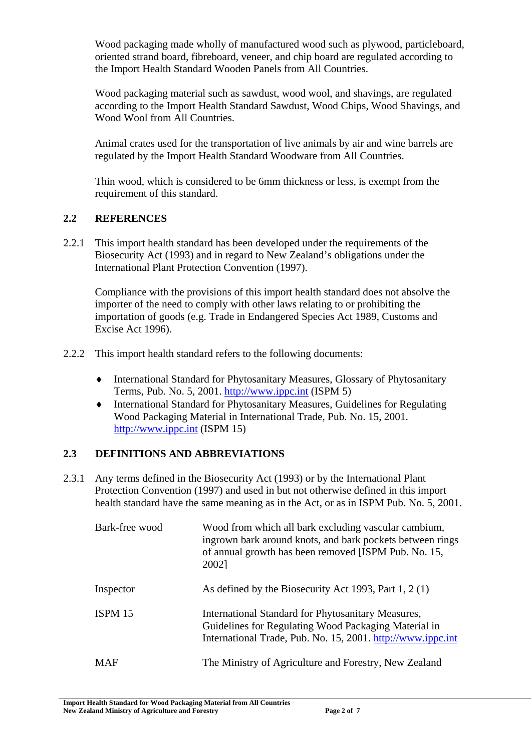Wood packaging made wholly of manufactured wood such as plywood, particleboard, oriented strand board, fibreboard, veneer, and chip board are regulated according to the Import Health Standard Wooden Panels from All Countries.

Wood packaging material such as sawdust, wood wool, and shavings, are regulated according to the Import Health Standard Sawdust, Wood Chips, Wood Shavings, and Wood Wool from All Countries.

Animal crates used for the transportation of live animals by air and wine barrels are regulated by the Import Health Standard Woodware from All Countries.

Thin wood, which is considered to be 6mm thickness or less, is exempt from the requirement of this standard.

## 2.2 REFERENCES

2.2.1 This import health standard has been developed under the requirements of the Biosecurity Act (1993) and in regard to New Zealand's obligations under the International Plant Protection Convention (1997).

Compliance with the provisions of this import health standard does not absolve the importer of the need to comply with other laws relating to or prohibiting the importation of goods (e.g. Trade in Endangered Species Act 1989, Customs and Excise Act 1996).

2.2.2 This import health standard refers to the following documents:

- International Standard for Phytosanitary Measures, Glossary of Phytosanitary Terms, Pub. No. 5, 2001. http://www.ippc.int (ISPM 5)
- International Standard for Phytosanitary Measures, Guidelines for Regulating Wood Packaging Material in International Trade, Pub. No. 15, 2001. http://www.ippc.int (ISPM 15)

## 2.3 DEFINITIONS AND ABBREVIATIONS

2.3.1 Any terms defined in the Biosecurity Act (1993) or by the International Plant Protection Convention (1997) and used in but not otherwise defined in this import health standard have the same meaning as in the Act, or as in ISPM Pub. No. 5, 2001.

| Term | Definition |
|---|---|
| Bark-free wood | Wood from which all bark excluding vascular cambium, ingrown bark around knots, and bark pockets between rings of annual growth has been removed [ISPM Pub. No. 15, 2002] |
| Inspector | As defined by the Biosecurity Act 1993, Part 1, 2 (1) |
| ISPM 15 | International Standard for Phytosanitary Measures, Guidelines for Regulating Wood Packaging Material in International Trade, Pub. No. 15, 2001. http://www.ippc.int |
| MAF | The Ministry of Agriculture and Forestry, New Zealand |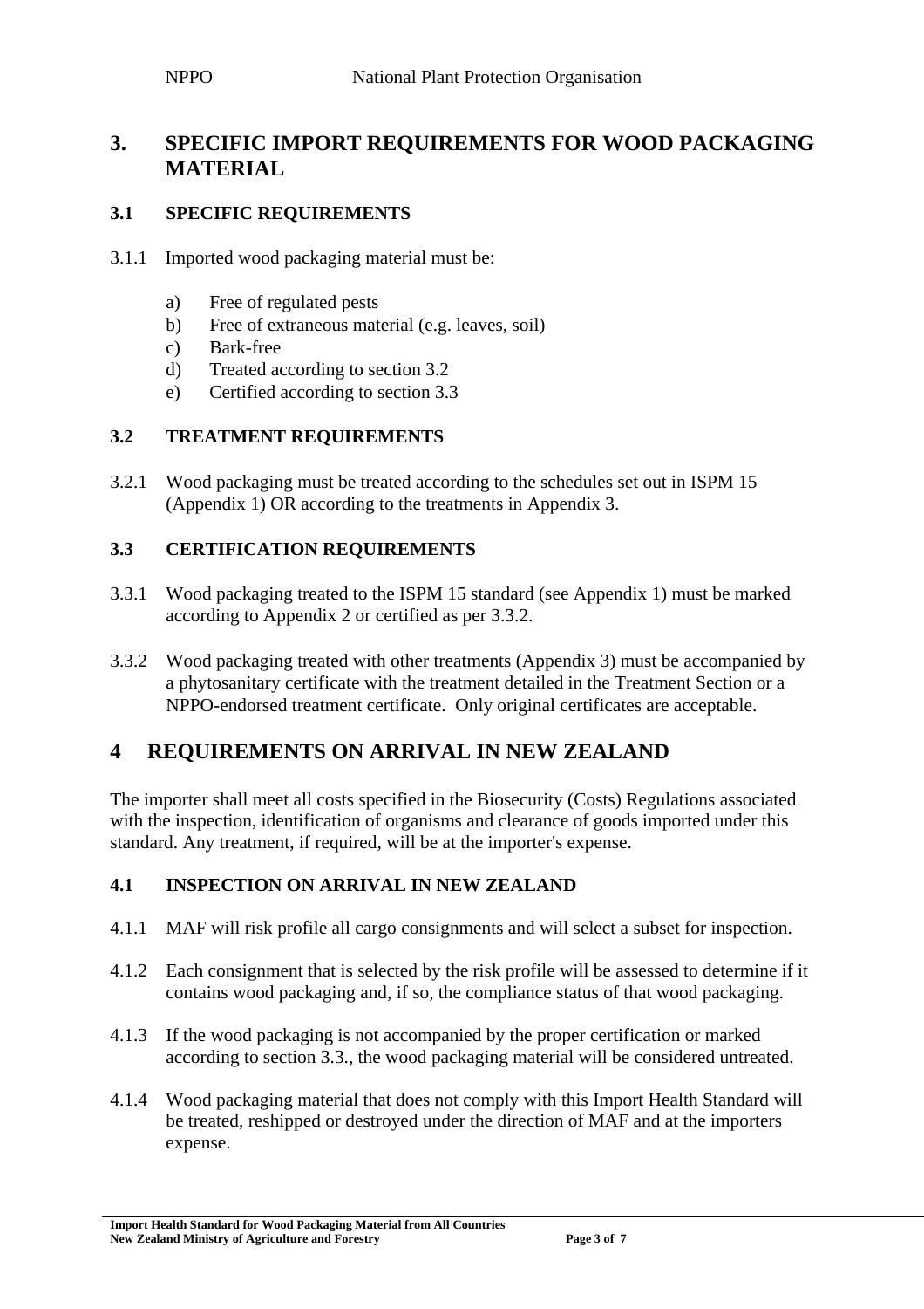NPPO National Plant Protection Organisation

# 3. SPECIFIC IMPORT REQUIREMENTS FOR WOOD PACKAGING MATERIAL

## 3.1 SPECIFIC REQUIREMENTS

3.1.1 Imported wood packaging material must be:

a) Free of regulated pests
b) Free of extraneous material (e.g. leaves, soil)
c) Bark-free
d) Treated according to section 3.2
e) Certified according to section 3.3

## 3.2 TREATMENT REQUIREMENTS

3.2.1 Wood packaging must be treated according to the schedules set out in ISPM 15 (Appendix 1) OR according to the treatments in Appendix 3.

## 3.3 CERTIFICATION REQUIREMENTS

3.3.1 Wood packaging treated to the ISPM 15 standard (see Appendix 1) must be marked according to Appendix 2 or certified as per 3.3.2.

3.3.2 Wood packaging treated with other treatments (Appendix 3) must be accompanied by a phytosanitary certificate with the treatment detailed in the Treatment Section or a NPPO-endorsed treatment certificate. Only original certificates are acceptable.

# 4 REQUIREMENTS ON ARRIVAL IN NEW ZEALAND

The importer shall meet all costs specified in the Biosecurity (Costs) Regulations associated with the inspection, identification of organisms and clearance of goods imported under this standard. Any treatment, if required, will be at the importer's expense.

## 4.1 INSPECTION ON ARRIVAL IN NEW ZEALAND

4.1.1 MAF will risk profile all cargo consignments and will select a subset for inspection.

4.1.2 Each consignment that is selected by the risk profile will be assessed to determine if it contains wood packaging and, if so, the compliance status of that wood packaging.

4.1.3 If the wood packaging is not accompanied by the proper certification or marked according to section 3.3., the wood packaging material will be considered untreated.

4.1.4 Wood packaging material that does not comply with this Import Health Standard will be treated, reshipped or destroyed under the direction of MAF and at the importers expense.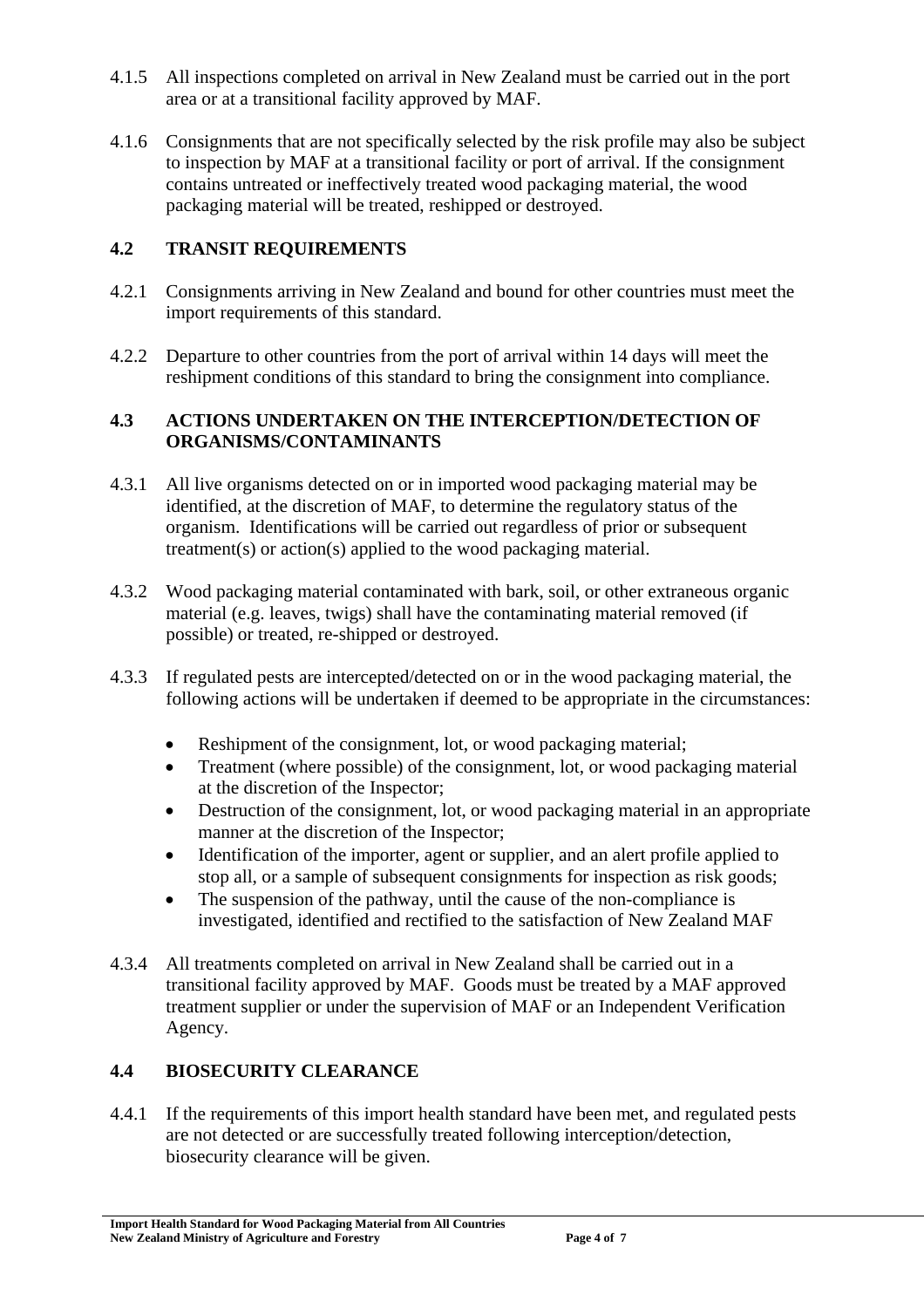4.1.5 All inspections completed on arrival in New Zealand must be carried out in the port area or at a transitional facility approved by MAF.

4.1.6 Consignments that are not specifically selected by the risk profile may also be subject to inspection by MAF at a transitional facility or port of arrival. If the consignment contains untreated or ineffectively treated wood packaging material, the wood packaging material will be treated, reshipped or destroyed.

## 4.2 TRANSIT REQUIREMENTS

4.2.1 Consignments arriving in New Zealand and bound for other countries must meet the import requirements of this standard.

4.2.2 Departure to other countries from the port of arrival within 14 days will meet the reshipment conditions of this standard to bring the consignment into compliance.

## 4.3 ACTIONS UNDERTAKEN ON THE INTERCEPTION/DETECTION OF ORGANISMS/CONTAMINANTS

4.3.1 All live organisms detected on or in imported wood packaging material may be identified, at the discretion of MAF, to determine the regulatory status of the organism. Identifications will be carried out regardless of prior or subsequent treatment(s) or action(s) applied to the wood packaging material.

4.3.2 Wood packaging material contaminated with bark, soil, or other extraneous organic material (e.g. leaves, twigs) shall have the contaminating material removed (if possible) or treated, re-shipped or destroyed.

4.3.3 If regulated pests are intercepted/detected on or in the wood packaging material, the following actions will be undertaken if deemed to be appropriate in the circumstances:

- Reshipment of the consignment, lot, or wood packaging material;
- Treatment (where possible) of the consignment, lot, or wood packaging material at the discretion of the Inspector;
- Destruction of the consignment, lot, or wood packaging material in an appropriate manner at the discretion of the Inspector;
- Identification of the importer, agent or supplier, and an alert profile applied to stop all, or a sample of subsequent consignments for inspection as risk goods;
- The suspension of the pathway, until the cause of the non-compliance is investigated, identified and rectified to the satisfaction of New Zealand MAF

4.3.4 All treatments completed on arrival in New Zealand shall be carried out in a transitional facility approved by MAF. Goods must be treated by a MAF approved treatment supplier or under the supervision of MAF or an Independent Verification Agency.

## 4.4 BIOSECURITY CLEARANCE

4.4.1 If the requirements of this import health standard have been met, and regulated pests are not detected or are successfully treated following interception/detection, biosecurity clearance will be given.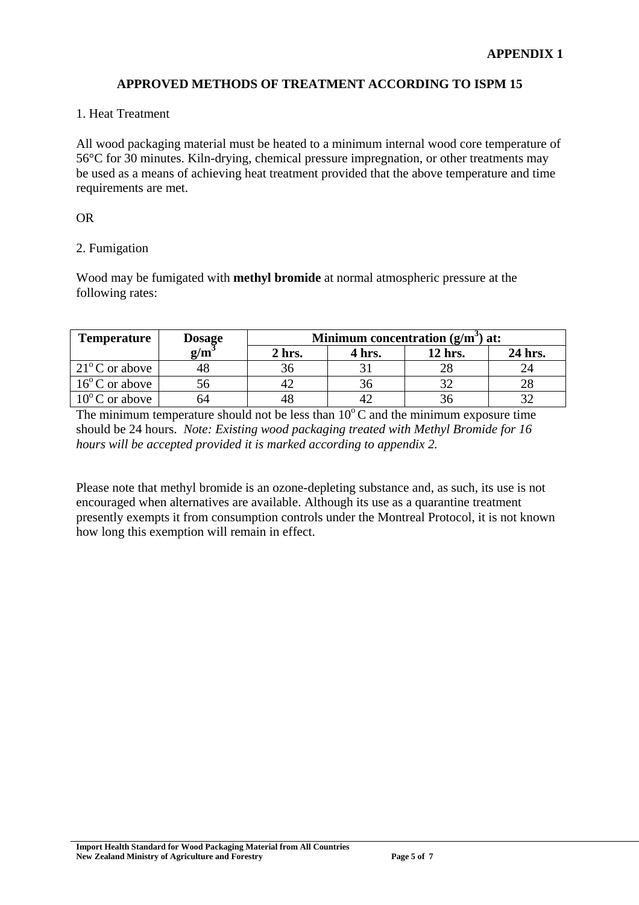**APPENDIX 1**

## APPROVED METHODS OF TREATMENT ACCORDING TO ISPM 15

1. Heat Treatment

All wood packaging material must be heated to a minimum internal wood core temperature of 56°C for 30 minutes. Kiln-drying, chemical pressure impregnation, or other treatments may be used as a means of achieving heat treatment provided that the above temperature and time requirements are met.

OR

2. Fumigation

Wood may be fumigated with **methyl bromide** at normal atmospheric pressure at the following rates:

| **Temperature** | **Dosage $g/m^3$** | **Minimum concentration ($g/m^3$) at:** | | | |
|---|---|---|---|---|---|
| | | **2 hrs.** | **4 hrs.** | **12 hrs.** | **24 hrs.** |
| $21^o$ C or above | 48 | 36 | 31 | 28 | 24 |
| $16^o$ C or above | 56 | 42 | 36 | 32 | 28 |
| $10^o$ C or above | 64 | 48 | 42 | 36 | 32 |

The minimum temperature should not be less than $10^o$ C and the minimum exposure time should be 24 hours. *Note: Existing wood packaging treated with Methyl Bromide for 16 hours will be accepted provided it is marked according to appendix 2.*

Please note that methyl bromide is an ozone-depleting substance and, as such, its use is not encouraged when alternatives are available. Although its use as a quarantine treatment presently exempts it from consumption controls under the Montreal Protocol, it is not known how long this exemption will remain in effect.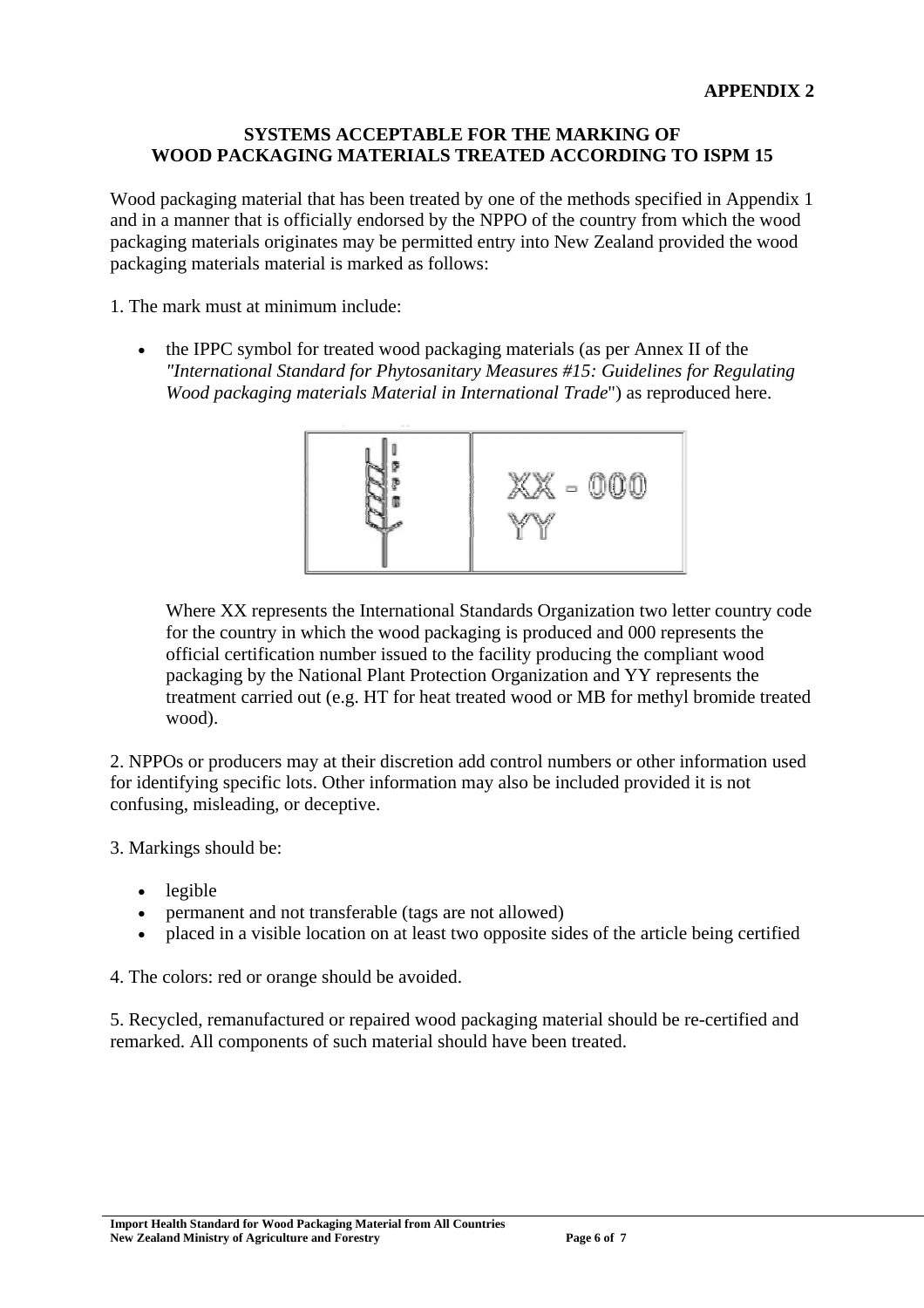**APPENDIX 2**

## SYSTEMS ACCEPTABLE FOR THE MARKING OF WOOD PACKAGING MATERIALS TREATED ACCORDING TO ISPM 15

Wood packaging material that has been treated by one of the methods specified in Appendix 1 and in a manner that is officially endorsed by the NPPO of the country from which the wood packaging materials originates may be permitted entry into New Zealand provided the wood packaging materials material is marked as follows:

1. The mark must at minimum include:

- the IPPC symbol for treated wood packaging materials (as per Annex II of the *"International Standard for Phytosanitary Measures #15: Guidelines for Regulating Wood packaging materials Material in International Trade*") as reproduced here.

  IPPC | XX - 000 YY

  Where XX represents the International Standards Organization two letter country code for the country in which the wood packaging is produced and 000 represents the official certification number issued to the facility producing the compliant wood packaging by the National Plant Protection Organization and YY represents the treatment carried out (e.g. HT for heat treated wood or MB for methyl bromide treated wood).

2. NPPOs or producers may at their discretion add control numbers or other information used for identifying specific lots. Other information may also be included provided it is not confusing, misleading, or deceptive.

3. Markings should be:

- legible
- permanent and not transferable (tags are not allowed)
- placed in a visible location on at least two opposite sides of the article being certified

4. The colors: red or orange should be avoided.

5. Recycled, remanufactured or repaired wood packaging material should be re-certified and remarked. All components of such material should have been treated.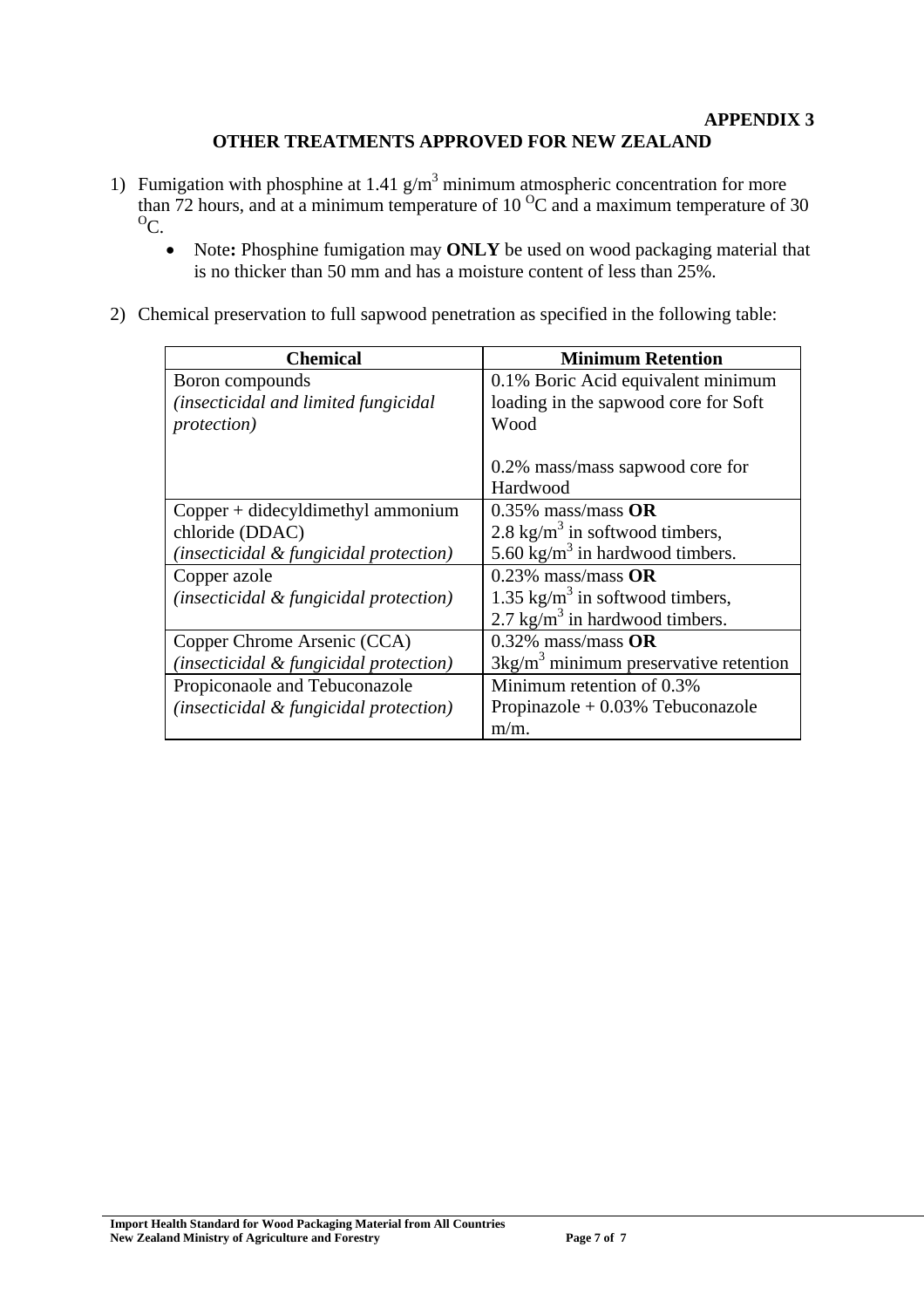**APPENDIX 3**

## OTHER TREATMENTS APPROVED FOR NEW ZEALAND

1) Fumigation with phosphine at 1.41 $g/m^3$ minimum atmospheric concentration for more than 72 hours, and at a minimum temperature of 10 $^{O}C$ and a maximum temperature of 30 $^{O}C$.
    - Note**:** Phosphine fumigation may **ONLY** be used on wood packaging material that is no thicker than 50 mm and has a moisture content of less than 25%.

2) Chemical preservation to full sapwood penetration as specified in the following table:

| Chemical | Minimum Retention |
|---|---|
| Boron compounds<br>*(insecticidal and limited fungicidal protection)* | 0.1% Boric Acid equivalent minimum loading in the sapwood core for Soft Wood<br><br>0.2% mass/mass sapwood core for Hardwood |
| Copper + didecyldimethyl ammonium chloride (DDAC)<br>*(insecticidal & fungicidal protection)* | 0.35% mass/mass **OR**<br>2.8 $kg/m^3$ in softwood timbers,<br>5.60 $kg/m^3$ in hardwood timbers. |
| Copper azole<br>*(insecticidal & fungicidal protection)* | 0.23% mass/mass **OR**<br>1.35 $kg/m^3$ in softwood timbers,<br>2.7 $kg/m^3$ in hardwood timbers. |
| Copper Chrome Arsenic (CCA)<br>*(insecticidal & fungicidal protection)* | 0.32% mass/mass **OR**<br>3$kg/m^3$ minimum preservative retention |
| Propiconaole and Tebuconazole<br>*(insecticidal & fungicidal protection)* | Minimum retention of 0.3% Propinazole + 0.03% Tebuconazole m/m. |